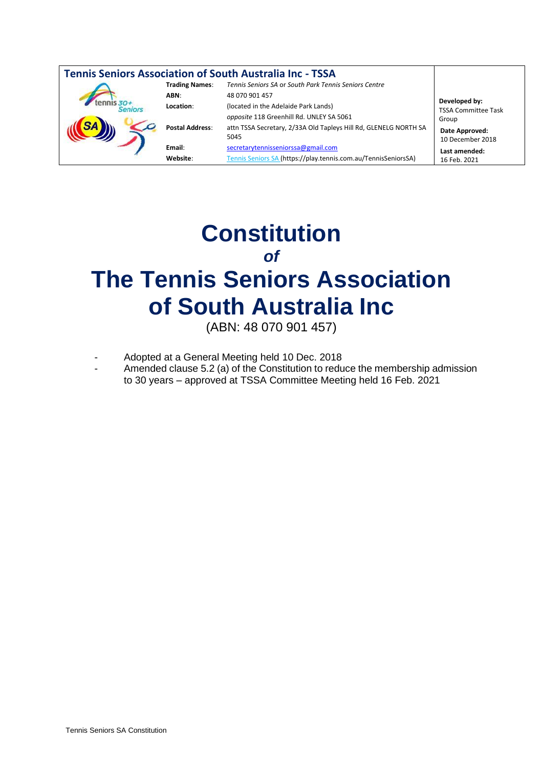| Tennis Seniors Association of South Australia Inc - TSSA | | |
|---|---|---|
| **Trading Names**: | *Tennis Seniors SA* or *South Park Tennis Seniors Centre* | **Developed by:** TSSA Committee Task Group |
| **ABN**: | 48 070 901 457 | |
| **Location**: | (located in the Adelaide Park Lands) *opposite* 118 Greenhill Rd. UNLEY SA 5061 | **Date Approved:** 10 December 2018 |
| **Postal Address**: | attn TSSA Secretary, 2/33A Old Tapleys Hill Rd, GLENELG NORTH SA 5045 | |
| **Email**: | secretarytennisseniorssa@gmail.com | **Last amended:** 16 Feb. 2021 |
| **Website**: | Tennis Seniors SA (https://play.tennis.com.au/TennisSeniorsSA) | |

# Constitution
## *of*
# The Tennis Seniors Association of South Australia Inc

(ABN: 48 070 901 457)

- Adopted at a General Meeting held 10 Dec. 2018
- Amended clause 5.2 (a) of the Constitution to reduce the membership admission to 30 years – approved at TSSA Committee Meeting held 16 Feb. 2021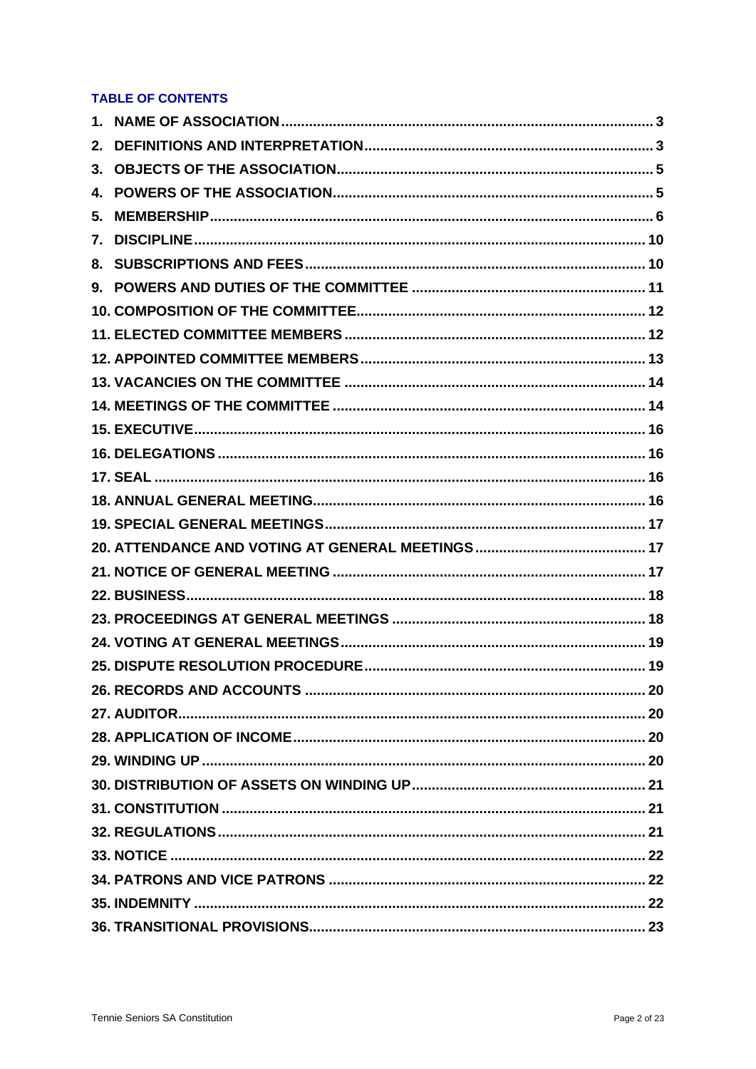## TABLE OF CONTENTS

1. NAME OF ASSOCIATION ... 3
2. DEFINITIONS AND INTERPRETATION ... 3
3. OBJECTS OF THE ASSOCIATION ... 5
4. POWERS OF THE ASSOCIATION ... 5
5. MEMBERSHIP ... 6
7. DISCIPLINE ... 10
8. SUBSCRIPTIONS AND FEES ... 10
9. POWERS AND DUTIES OF THE COMMITTEE ... 11
10. COMPOSITION OF THE COMMITTEE ... 12
11. ELECTED COMMITTEE MEMBERS ... 12
12. APPOINTED COMMITTEE MEMBERS ... 13
13. VACANCIES ON THE COMMITTEE ... 14
14. MEETINGS OF THE COMMITTEE ... 14
15. EXECUTIVE ... 16
16. DELEGATIONS ... 16
17. SEAL ... 16
18. ANNUAL GENERAL MEETING ... 16
19. SPECIAL GENERAL MEETINGS ... 17
20. ATTENDANCE AND VOTING AT GENERAL MEETINGS ... 17
21. NOTICE OF GENERAL MEETING ... 17
22. BUSINESS ... 18
23. PROCEEDINGS AT GENERAL MEETINGS ... 18
24. VOTING AT GENERAL MEETINGS ... 19
25. DISPUTE RESOLUTION PROCEDURE ... 19
26. RECORDS AND ACCOUNTS ... 20
27. AUDITOR ... 20
28. APPLICATION OF INCOME ... 20
29. WINDING UP ... 20
30. DISTRIBUTION OF ASSETS ON WINDING UP ... 21
31. CONSTITUTION ... 21
32. REGULATIONS ... 21
33. NOTICE ... 22
34. PATRONS AND VICE PATRONS ... 22
35. INDEMNITY ... 22
36. TRANSITIONAL PROVISIONS ... 23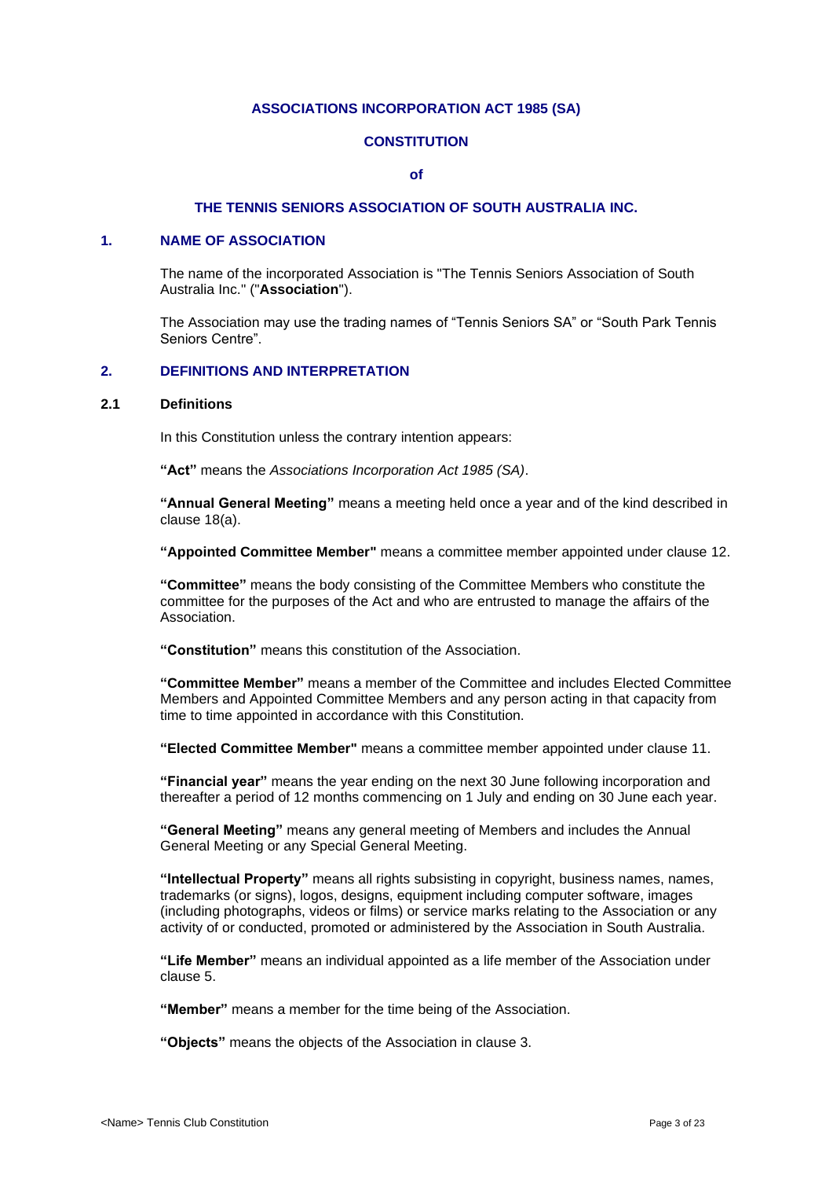**ASSOCIATIONS INCORPORATION ACT 1985 (SA)**

**CONSTITUTION**

**of**

**THE TENNIS SENIORS ASSOCIATION OF SOUTH AUSTRALIA INC.**

## 1. NAME OF ASSOCIATION

The name of the incorporated Association is "The Tennis Seniors Association of South Australia Inc." ("**Association**").

The Association may use the trading names of "Tennis Seniors SA" or "South Park Tennis Seniors Centre".

## 2. DEFINITIONS AND INTERPRETATION

### 2.1 Definitions

In this Constitution unless the contrary intention appears:

**"Act"** means the *Associations Incorporation Act 1985 (SA)*.

**"Annual General Meeting"** means a meeting held once a year and of the kind described in clause 18(a).

**"Appointed Committee Member"** means a committee member appointed under clause 12.

**"Committee"** means the body consisting of the Committee Members who constitute the committee for the purposes of the Act and who are entrusted to manage the affairs of the Association.

**"Constitution"** means this constitution of the Association.

**"Committee Member"** means a member of the Committee and includes Elected Committee Members and Appointed Committee Members and any person acting in that capacity from time to time appointed in accordance with this Constitution.

**"Elected Committee Member"** means a committee member appointed under clause 11.

**"Financial year"** means the year ending on the next 30 June following incorporation and thereafter a period of 12 months commencing on 1 July and ending on 30 June each year.

**"General Meeting"** means any general meeting of Members and includes the Annual General Meeting or any Special General Meeting.

**"Intellectual Property"** means all rights subsisting in copyright, business names, names, trademarks (or signs), logos, designs, equipment including computer software, images (including photographs, videos or films) or service marks relating to the Association or any activity of or conducted, promoted or administered by the Association in South Australia.

**"Life Member"** means an individual appointed as a life member of the Association under clause 5.

**"Member"** means a member for the time being of the Association.

**"Objects"** means the objects of the Association in clause 3.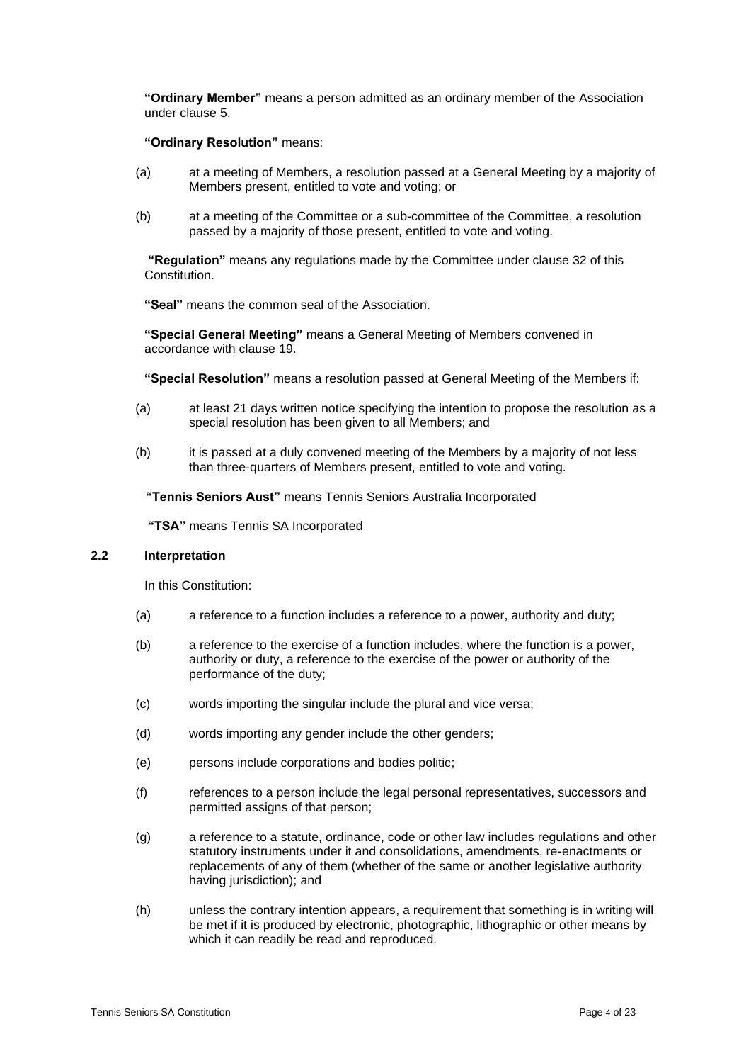**"Ordinary Member"** means a person admitted as an ordinary member of the Association under clause 5.

**"Ordinary Resolution"** means:

(a) at a meeting of Members, a resolution passed at a General Meeting by a majority of Members present, entitled to vote and voting; or

(b) at a meeting of the Committee or a sub-committee of the Committee, a resolution passed by a majority of those present, entitled to vote and voting.

**"Regulation"** means any regulations made by the Committee under clause 32 of this Constitution.

**"Seal"** means the common seal of the Association.

**"Special General Meeting"** means a General Meeting of Members convened in accordance with clause 19.

**"Special Resolution"** means a resolution passed at General Meeting of the Members if:

(a) at least 21 days written notice specifying the intention to propose the resolution as a special resolution has been given to all Members; and

(b) it is passed at a duly convened meeting of the Members by a majority of not less than three-quarters of Members present, entitled to vote and voting.

**"Tennis Seniors Aust"** means Tennis Seniors Australia Incorporated

**"TSA"** means Tennis SA Incorporated

### 2.2 Interpretation

In this Constitution:

(a) a reference to a function includes a reference to a power, authority and duty;

(b) a reference to the exercise of a function includes, where the function is a power, authority or duty, a reference to the exercise of the power or authority of the performance of the duty;

(c) words importing the singular include the plural and vice versa;

(d) words importing any gender include the other genders;

(e) persons include corporations and bodies politic;

(f) references to a person include the legal personal representatives, successors and permitted assigns of that person;

(g) a reference to a statute, ordinance, code or other law includes regulations and other statutory instruments under it and consolidations, amendments, re-enactments or replacements of any of them (whether of the same or another legislative authority having jurisdiction); and

(h) unless the contrary intention appears, a requirement that something is in writing will be met if it is produced by electronic, photographic, lithographic or other means by which it can readily be read and reproduced.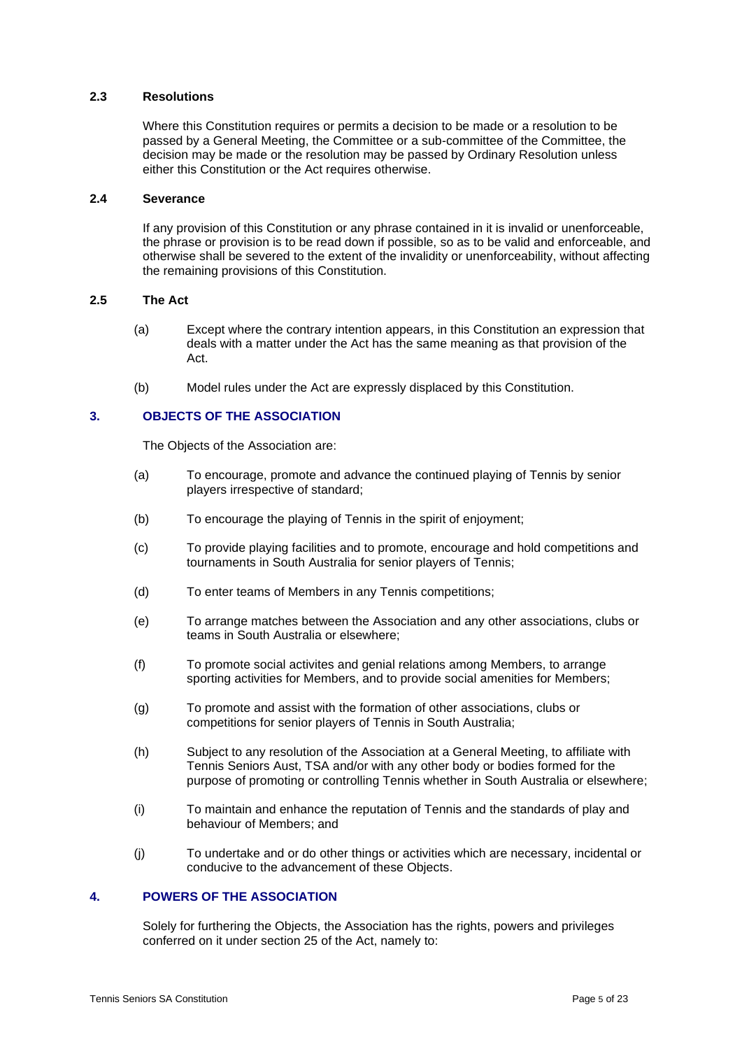### 2.3 Resolutions

Where this Constitution requires or permits a decision to be made or a resolution to be passed by a General Meeting, the Committee or a sub-committee of the Committee, the decision may be made or the resolution may be passed by Ordinary Resolution unless either this Constitution or the Act requires otherwise.

### 2.4 Severance

If any provision of this Constitution or any phrase contained in it is invalid or unenforceable, the phrase or provision is to be read down if possible, so as to be valid and enforceable, and otherwise shall be severed to the extent of the invalidity or unenforceability, without affecting the remaining provisions of this Constitution.

### 2.5 The Act

(a) Except where the contrary intention appears, in this Constitution an expression that deals with a matter under the Act has the same meaning as that provision of the Act.

(b) Model rules under the Act are expressly displaced by this Constitution.

## 3. OBJECTS OF THE ASSOCIATION

The Objects of the Association are:

(a) To encourage, promote and advance the continued playing of Tennis by senior players irrespective of standard;

(b) To encourage the playing of Tennis in the spirit of enjoyment;

(c) To provide playing facilities and to promote, encourage and hold competitions and tournaments in South Australia for senior players of Tennis;

(d) To enter teams of Members in any Tennis competitions;

(e) To arrange matches between the Association and any other associations, clubs or teams in South Australia or elsewhere;

(f) To promote social activites and genial relations among Members, to arrange sporting activities for Members, and to provide social amenities for Members;

(g) To promote and assist with the formation of other associations, clubs or competitions for senior players of Tennis in South Australia;

(h) Subject to any resolution of the Association at a General Meeting, to affiliate with Tennis Seniors Aust, TSA and/or with any other body or bodies formed for the purpose of promoting or controlling Tennis whether in South Australia or elsewhere;

(i) To maintain and enhance the reputation of Tennis and the standards of play and behaviour of Members; and

(j) To undertake and or do other things or activities which are necessary, incidental or conducive to the advancement of these Objects.

## 4. POWERS OF THE ASSOCIATION

Solely for furthering the Objects, the Association has the rights, powers and privileges conferred on it under section 25 of the Act, namely to: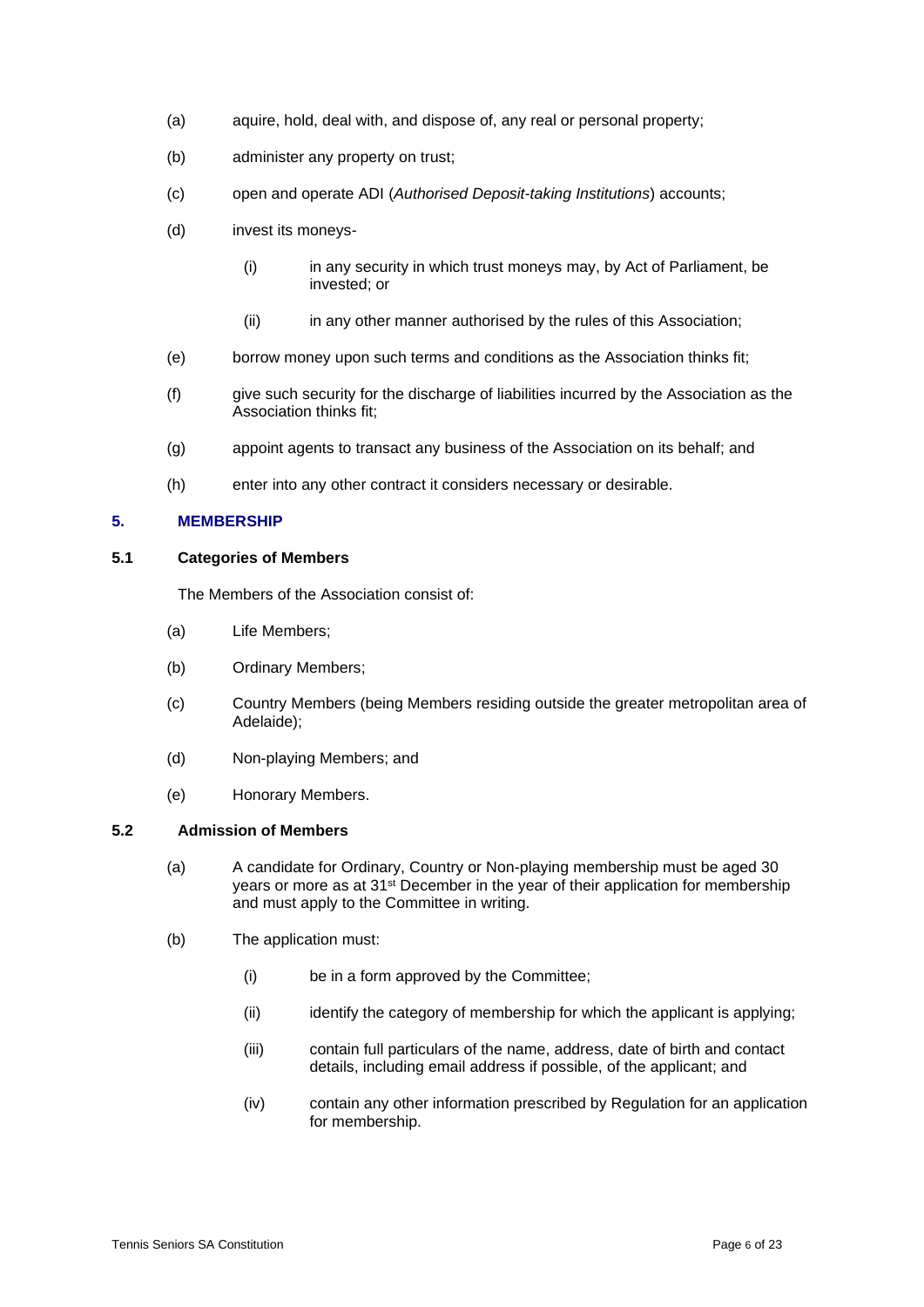(a) aquire, hold, deal with, and dispose of, any real or personal property;

(b) administer any property on trust;

(c) open and operate ADI (*Authorised Deposit-taking Institutions*) accounts;

(d) invest its moneys-

 (i) in any security in which trust moneys may, by Act of Parliament, be invested; or

 (ii) in any other manner authorised by the rules of this Association;

(e) borrow money upon such terms and conditions as the Association thinks fit;

(f) give such security for the discharge of liabilities incurred by the Association as the Association thinks fit;

(g) appoint agents to transact any business of the Association on its behalf; and

(h) enter into any other contract it considers necessary or desirable.

## 5. MEMBERSHIP

### 5.1 Categories of Members

The Members of the Association consist of:

(a) Life Members;

(b) Ordinary Members;

(c) Country Members (being Members residing outside the greater metropolitan area of Adelaide);

(d) Non-playing Members; and

(e) Honorary Members.

### 5.2 Admission of Members

(a) A candidate for Ordinary, Country or Non-playing membership must be aged 30 years or more as at 31st December in the year of their application for membership and must apply to the Committee in writing.

(b) The application must:

 (i) be in a form approved by the Committee;

 (ii) identify the category of membership for which the applicant is applying;

 (iii) contain full particulars of the name, address, date of birth and contact details, including email address if possible, of the applicant; and

 (iv) contain any other information prescribed by Regulation for an application for membership.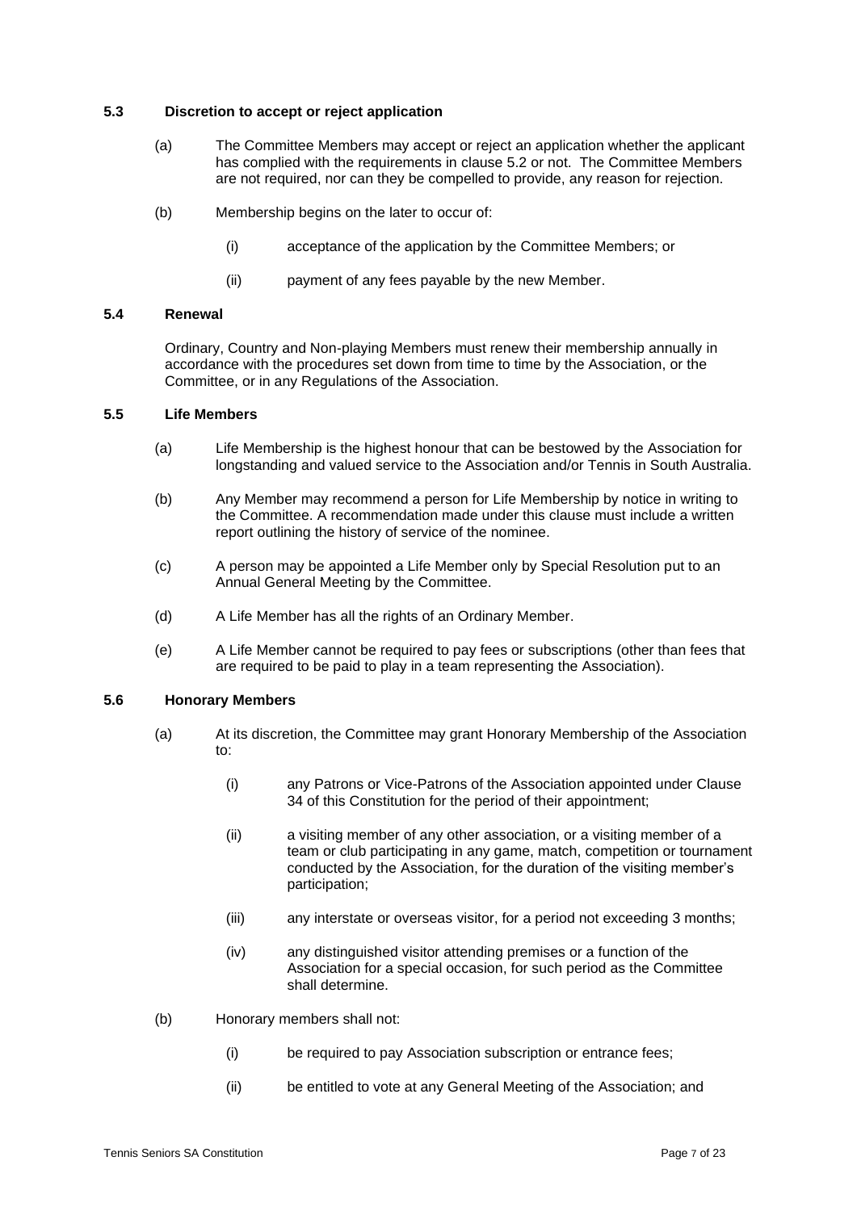### 5.3 Discretion to accept or reject application

(a) The Committee Members may accept or reject an application whether the applicant has complied with the requirements in clause 5.2 or not. The Committee Members are not required, nor can they be compelled to provide, any reason for rejection.

(b) Membership begins on the later to occur of:

   (i) acceptance of the application by the Committee Members; or

   (ii) payment of any fees payable by the new Member.

### 5.4 Renewal

Ordinary, Country and Non-playing Members must renew their membership annually in accordance with the procedures set down from time to time by the Association, or the Committee, or in any Regulations of the Association.

### 5.5 Life Members

(a) Life Membership is the highest honour that can be bestowed by the Association for longstanding and valued service to the Association and/or Tennis in South Australia.

(b) Any Member may recommend a person for Life Membership by notice in writing to the Committee. A recommendation made under this clause must include a written report outlining the history of service of the nominee.

(c) A person may be appointed a Life Member only by Special Resolution put to an Annual General Meeting by the Committee.

(d) A Life Member has all the rights of an Ordinary Member.

(e) A Life Member cannot be required to pay fees or subscriptions (other than fees that are required to be paid to play in a team representing the Association).

### 5.6 Honorary Members

(a) At its discretion, the Committee may grant Honorary Membership of the Association to:

   (i) any Patrons or Vice-Patrons of the Association appointed under Clause 34 of this Constitution for the period of their appointment;

   (ii) a visiting member of any other association, or a visiting member of a team or club participating in any game, match, competition or tournament conducted by the Association, for the duration of the visiting member's participation;

   (iii) any interstate or overseas visitor, for a period not exceeding 3 months;

   (iv) any distinguished visitor attending premises or a function of the Association for a special occasion, for such period as the Committee shall determine.

(b) Honorary members shall not:

   (i) be required to pay Association subscription or entrance fees;

   (ii) be entitled to vote at any General Meeting of the Association; and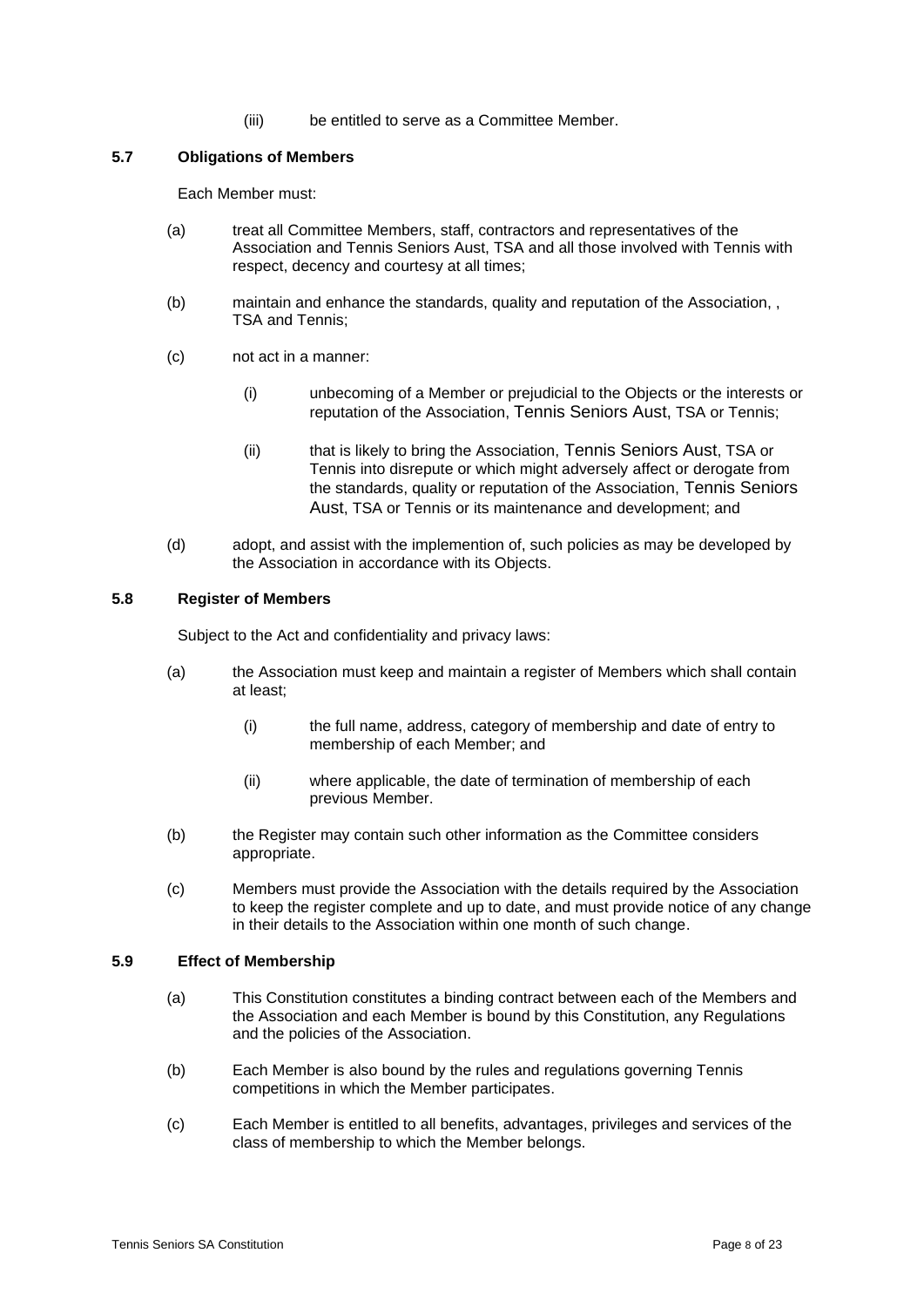(iii) be entitled to serve as a Committee Member.

### 5.7 Obligations of Members

Each Member must:

(a) treat all Committee Members, staff, contractors and representatives of the Association and Tennis Seniors Aust, TSA and all those involved with Tennis with respect, decency and courtesy at all times;

(b) maintain and enhance the standards, quality and reputation of the Association, , TSA and Tennis;

(c) not act in a manner:

  (i) unbecoming of a Member or prejudicial to the Objects or the interests or reputation of the Association, Tennis Seniors Aust, TSA or Tennis;

  (ii) that is likely to bring the Association, Tennis Seniors Aust, TSA or Tennis into disrepute or which might adversely affect or derogate from the standards, quality or reputation of the Association, Tennis Seniors Aust, TSA or Tennis or its maintenance and development; and

(d) adopt, and assist with the implemention of, such policies as may be developed by the Association in accordance with its Objects.

### 5.8 Register of Members

Subject to the Act and confidentiality and privacy laws:

(a) the Association must keep and maintain a register of Members which shall contain at least;

  (i) the full name, address, category of membership and date of entry to membership of each Member; and

  (ii) where applicable, the date of termination of membership of each previous Member.

(b) the Register may contain such other information as the Committee considers appropriate.

(c) Members must provide the Association with the details required by the Association to keep the register complete and up to date, and must provide notice of any change in their details to the Association within one month of such change.

### 5.9 Effect of Membership

(a) This Constitution constitutes a binding contract between each of the Members and the Association and each Member is bound by this Constitution, any Regulations and the policies of the Association.

(b) Each Member is also bound by the rules and regulations governing Tennis competitions in which the Member participates.

(c) Each Member is entitled to all benefits, advantages, privileges and services of the class of membership to which the Member belongs.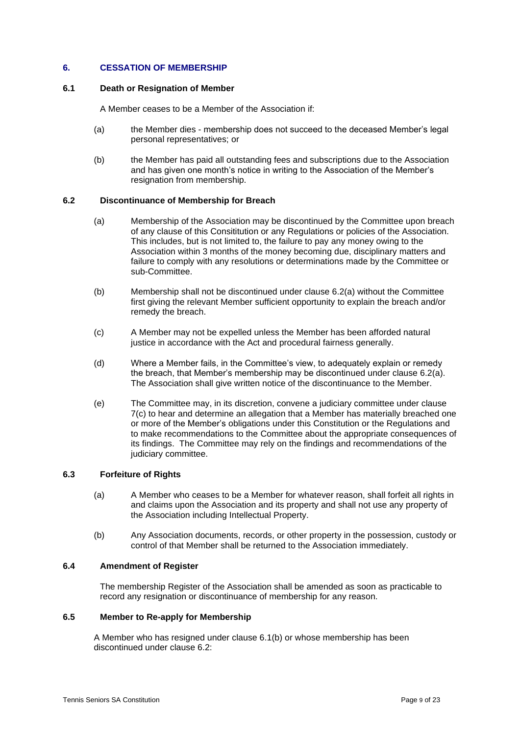## 6. CESSATION OF MEMBERSHIP

### 6.1 Death or Resignation of Member

A Member ceases to be a Member of the Association if:

(a) the Member dies - membership does not succeed to the deceased Member's legal personal representatives; or

(b) the Member has paid all outstanding fees and subscriptions due to the Association and has given one month's notice in writing to the Association of the Member's resignation from membership.

### 6.2 Discontinuance of Membership for Breach

(a) Membership of the Association may be discontinued by the Committee upon breach of any clause of this Consititution or any Regulations or policies of the Association. This includes, but is not limited to, the failure to pay any money owing to the Association within 3 months of the money becoming due, disciplinary matters and failure to comply with any resolutions or determinations made by the Committee or sub-Committee.

(b) Membership shall not be discontinued under clause 6.2(a) without the Committee first giving the relevant Member sufficient opportunity to explain the breach and/or remedy the breach.

(c) A Member may not be expelled unless the Member has been afforded natural justice in accordance with the Act and procedural fairness generally.

(d) Where a Member fails, in the Committee's view, to adequately explain or remedy the breach, that Member's membership may be discontinued under clause 6.2(a). The Association shall give written notice of the discontinuance to the Member.

(e) The Committee may, in its discretion, convene a judiciary committee under clause 7(c) to hear and determine an allegation that a Member has materially breached one or more of the Member's obligations under this Constitution or the Regulations and to make recommendations to the Committee about the appropriate consequences of its findings. The Committee may rely on the findings and recommendations of the judiciary committee.

### 6.3 Forfeiture of Rights

(a) A Member who ceases to be a Member for whatever reason, shall forfeit all rights in and claims upon the Association and its property and shall not use any property of the Association including Intellectual Property.

(b) Any Association documents, records, or other property in the possession, custody or control of that Member shall be returned to the Association immediately.

### 6.4 Amendment of Register

The membership Register of the Association shall be amended as soon as practicable to record any resignation or discontinuance of membership for any reason.

### 6.5 Member to Re-apply for Membership

A Member who has resigned under clause 6.1(b) or whose membership has been discontinued under clause 6.2: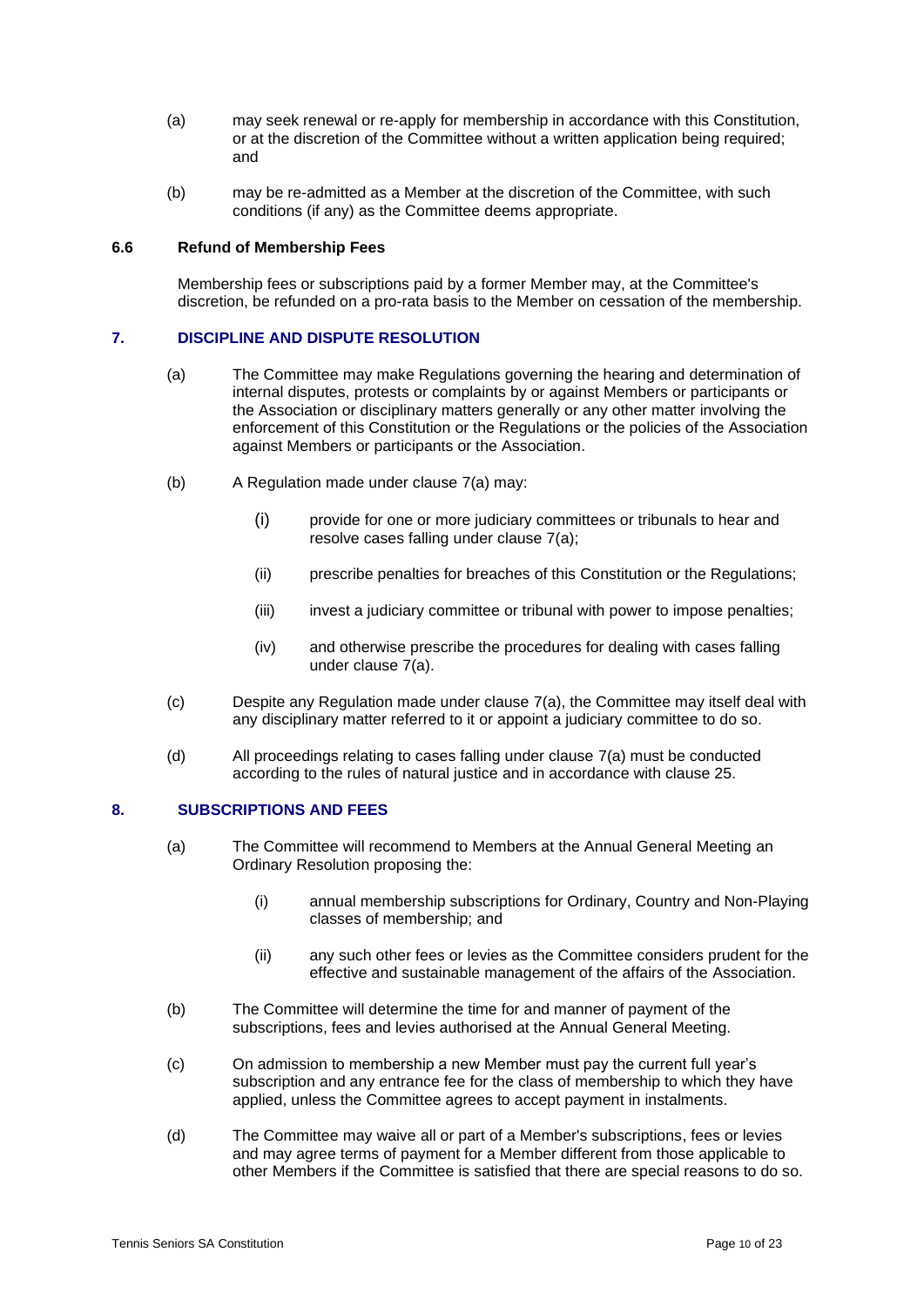(a) may seek renewal or re-apply for membership in accordance with this Constitution, or at the discretion of the Committee without a written application being required; and

(b) may be re-admitted as a Member at the discretion of the Committee, with such conditions (if any) as the Committee deems appropriate.

**6.6 Refund of Membership Fees**

Membership fees or subscriptions paid by a former Member may, at the Committee's discretion, be refunded on a pro-rata basis to the Member on cessation of the membership.

## 7. DISCIPLINE AND DISPUTE RESOLUTION

(a) The Committee may make Regulations governing the hearing and determination of internal disputes, protests or complaints by or against Members or participants or the Association or disciplinary matters generally or any other matter involving the enforcement of this Constitution or the Regulations or the policies of the Association against Members or participants or the Association.

(b) A Regulation made under clause 7(a) may:

   (i) provide for one or more judiciary committees or tribunals to hear and resolve cases falling under clause 7(a);

   (ii) prescribe penalties for breaches of this Constitution or the Regulations;

   (iii) invest a judiciary committee or tribunal with power to impose penalties;

   (iv) and otherwise prescribe the procedures for dealing with cases falling under clause 7(a).

(c) Despite any Regulation made under clause 7(a), the Committee may itself deal with any disciplinary matter referred to it or appoint a judiciary committee to do so.

(d) All proceedings relating to cases falling under clause 7(a) must be conducted according to the rules of natural justice and in accordance with clause 25.

## 8. SUBSCRIPTIONS AND FEES

(a) The Committee will recommend to Members at the Annual General Meeting an Ordinary Resolution proposing the:

   (i) annual membership subscriptions for Ordinary, Country and Non-Playing classes of membership; and

   (ii) any such other fees or levies as the Committee considers prudent for the effective and sustainable management of the affairs of the Association.

(b) The Committee will determine the time for and manner of payment of the subscriptions, fees and levies authorised at the Annual General Meeting.

(c) On admission to membership a new Member must pay the current full year's subscription and any entrance fee for the class of membership to which they have applied, unless the Committee agrees to accept payment in instalments.

(d) The Committee may waive all or part of a Member's subscriptions, fees or levies and may agree terms of payment for a Member different from those applicable to other Members if the Committee is satisfied that there are special reasons to do so.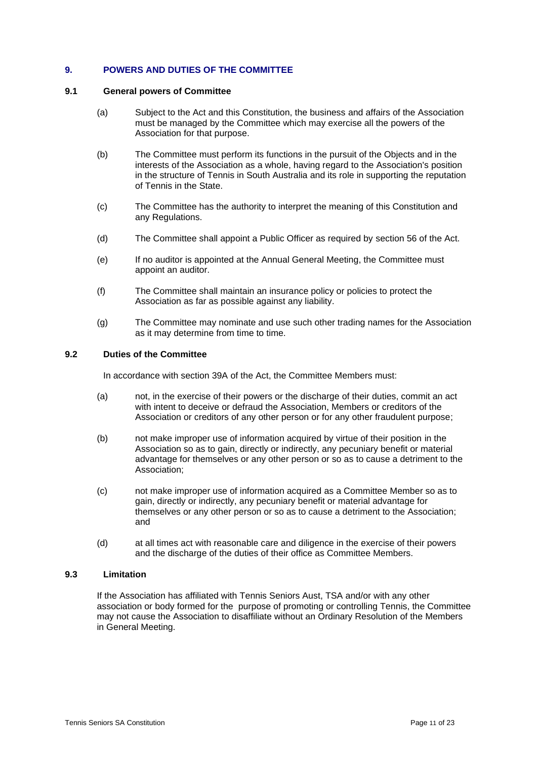## 9. POWERS AND DUTIES OF THE COMMITTEE

### 9.1 General powers of Committee

(a) Subject to the Act and this Constitution, the business and affairs of the Association must be managed by the Committee which may exercise all the powers of the Association for that purpose.

(b) The Committee must perform its functions in the pursuit of the Objects and in the interests of the Association as a whole, having regard to the Association's position in the structure of Tennis in South Australia and its role in supporting the reputation of Tennis in the State.

(c) The Committee has the authority to interpret the meaning of this Constitution and any Regulations.

(d) The Committee shall appoint a Public Officer as required by section 56 of the Act.

(e) If no auditor is appointed at the Annual General Meeting, the Committee must appoint an auditor.

(f) The Committee shall maintain an insurance policy or policies to protect the Association as far as possible against any liability.

(g) The Committee may nominate and use such other trading names for the Association as it may determine from time to time.

### 9.2 Duties of the Committee

In accordance with section 39A of the Act, the Committee Members must:

(a) not, in the exercise of their powers or the discharge of their duties, commit an act with intent to deceive or defraud the Association, Members or creditors of the Association or creditors of any other person or for any other fraudulent purpose;

(b) not make improper use of information acquired by virtue of their position in the Association so as to gain, directly or indirectly, any pecuniary benefit or material advantage for themselves or any other person or so as to cause a detriment to the Association;

(c) not make improper use of information acquired as a Committee Member so as to gain, directly or indirectly, any pecuniary benefit or material advantage for themselves or any other person or so as to cause a detriment to the Association; and

(d) at all times act with reasonable care and diligence in the exercise of their powers and the discharge of the duties of their office as Committee Members.

### 9.3 Limitation

If the Association has affiliated with Tennis Seniors Aust, TSA and/or with any other association or body formed for the purpose of promoting or controlling Tennis, the Committee may not cause the Association to disaffiliate without an Ordinary Resolution of the Members in General Meeting.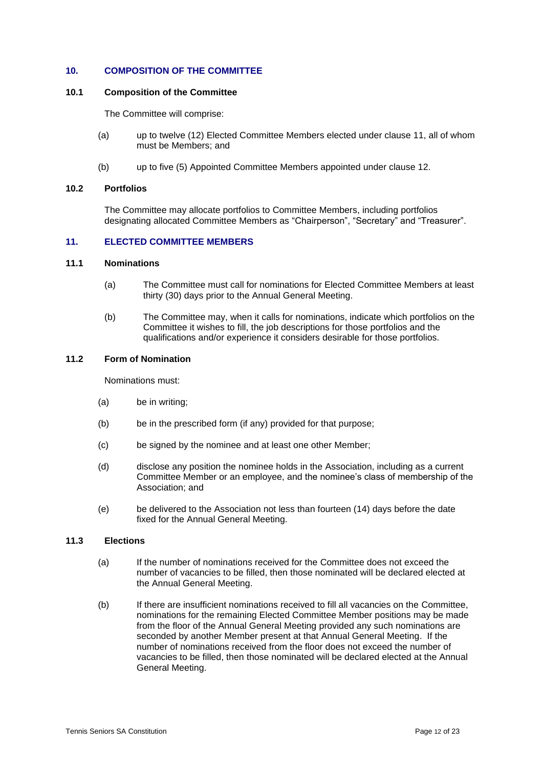## 10. COMPOSITION OF THE COMMITTEE

### 10.1 Composition of the Committee

The Committee will comprise:

(a) up to twelve (12) Elected Committee Members elected under clause 11, all of whom must be Members; and

(b) up to five (5) Appointed Committee Members appointed under clause 12.

### 10.2 Portfolios

The Committee may allocate portfolios to Committee Members, including portfolios designating allocated Committee Members as "Chairperson", "Secretary" and "Treasurer".

## 11. ELECTED COMMITTEE MEMBERS

### 11.1 Nominations

(a) The Committee must call for nominations for Elected Committee Members at least thirty (30) days prior to the Annual General Meeting.

(b) The Committee may, when it calls for nominations, indicate which portfolios on the Committee it wishes to fill, the job descriptions for those portfolios and the qualifications and/or experience it considers desirable for those portfolios.

### 11.2 Form of Nomination

Nominations must:

(a) be in writing;

(b) be in the prescribed form (if any) provided for that purpose;

(c) be signed by the nominee and at least one other Member;

(d) disclose any position the nominee holds in the Association, including as a current Committee Member or an employee, and the nominee's class of membership of the Association; and

(e) be delivered to the Association not less than fourteen (14) days before the date fixed for the Annual General Meeting.

### 11.3 Elections

(a) If the number of nominations received for the Committee does not exceed the number of vacancies to be filled, then those nominated will be declared elected at the Annual General Meeting.

(b) If there are insufficient nominations received to fill all vacancies on the Committee, nominations for the remaining Elected Committee Member positions may be made from the floor of the Annual General Meeting provided any such nominations are seconded by another Member present at that Annual General Meeting. If the number of nominations received from the floor does not exceed the number of vacancies to be filled, then those nominated will be declared elected at the Annual General Meeting.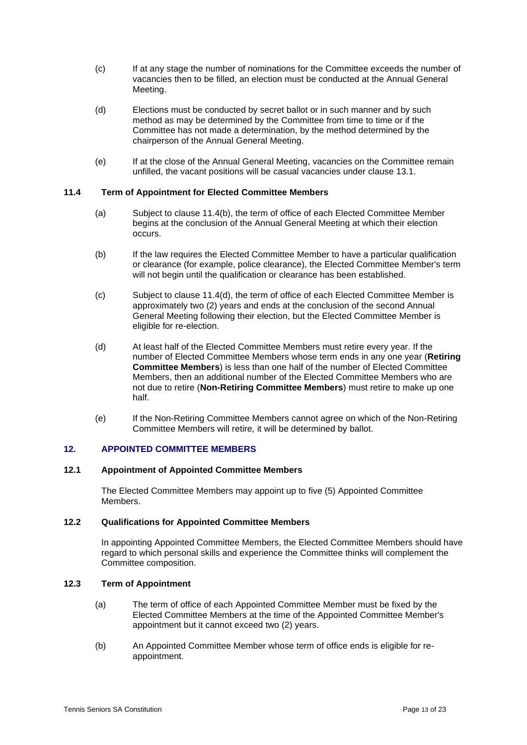(c) If at any stage the number of nominations for the Committee exceeds the number of vacancies then to be filled, an election must be conducted at the Annual General Meeting.

(d) Elections must be conducted by secret ballot or in such manner and by such method as may be determined by the Committee from time to time or if the Committee has not made a determination, by the method determined by the chairperson of the Annual General Meeting.

(e) If at the close of the Annual General Meeting, vacancies on the Committee remain unfilled, the vacant positions will be casual vacancies under clause 13.1.

### 11.4 Term of Appointment for Elected Committee Members

(a) Subject to clause 11.4(b), the term of office of each Elected Committee Member begins at the conclusion of the Annual General Meeting at which their election occurs.

(b) If the law requires the Elected Committee Member to have a particular qualification or clearance (for example, police clearance), the Elected Committee Member's term will not begin until the qualification or clearance has been established.

(c) Subject to clause 11.4(d), the term of office of each Elected Committee Member is approximately two (2) years and ends at the conclusion of the second Annual General Meeting following their election, but the Elected Committee Member is eligible for re-election.

(d) At least half of the Elected Committee Members must retire every year. If the number of Elected Committee Members whose term ends in any one year (**Retiring Committee Members**) is less than one half of the number of Elected Committee Members, then an additional number of the Elected Committee Members who are not due to retire (**Non-Retiring Committee Members**) must retire to make up one half.

(e) If the Non-Retiring Committee Members cannot agree on which of the Non-Retiring Committee Members will retire, it will be determined by ballot.

## 12. APPOINTED COMMITTEE MEMBERS

### 12.1 Appointment of Appointed Committee Members

The Elected Committee Members may appoint up to five (5) Appointed Committee Members.

### 12.2 Qualifications for Appointed Committee Members

In appointing Appointed Committee Members, the Elected Committee Members should have regard to which personal skills and experience the Committee thinks will complement the Committee composition.

### 12.3 Term of Appointment

(a) The term of office of each Appointed Committee Member must be fixed by the Elected Committee Members at the time of the Appointed Committee Member's appointment but it cannot exceed two (2) years.

(b) An Appointed Committee Member whose term of office ends is eligible for re-appointment.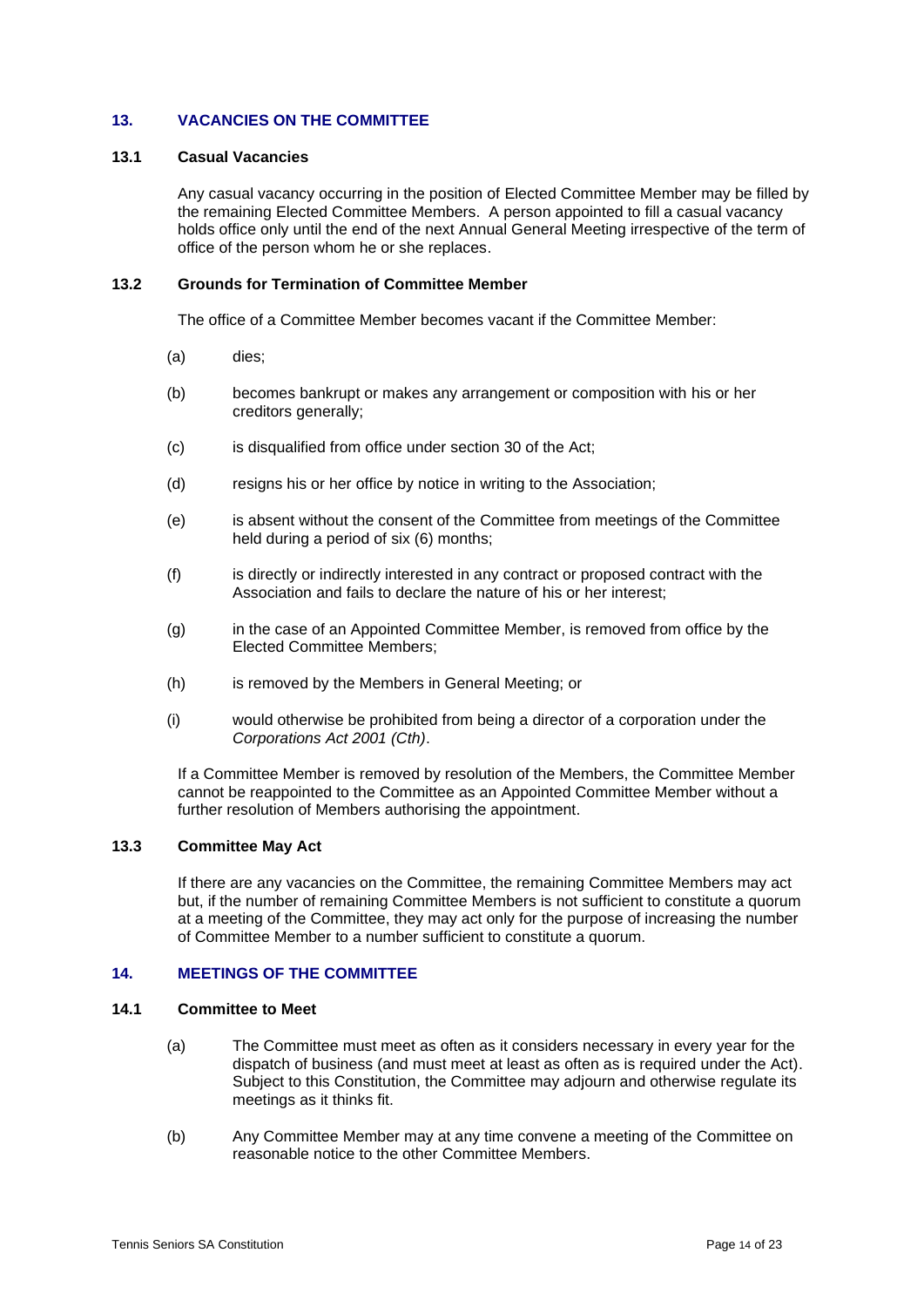## 13. VACANCIES ON THE COMMITTEE

### 13.1 Casual Vacancies

Any casual vacancy occurring in the position of Elected Committee Member may be filled by the remaining Elected Committee Members. A person appointed to fill a casual vacancy holds office only until the end of the next Annual General Meeting irrespective of the term of office of the person whom he or she replaces.

### 13.2 Grounds for Termination of Committee Member

The office of a Committee Member becomes vacant if the Committee Member:

(a) dies;

(b) becomes bankrupt or makes any arrangement or composition with his or her creditors generally;

(c) is disqualified from office under section 30 of the Act;

(d) resigns his or her office by notice in writing to the Association;

(e) is absent without the consent of the Committee from meetings of the Committee held during a period of six (6) months;

(f) is directly or indirectly interested in any contract or proposed contract with the Association and fails to declare the nature of his or her interest;

(g) in the case of an Appointed Committee Member, is removed from office by the Elected Committee Members;

(h) is removed by the Members in General Meeting; or

(i) would otherwise be prohibited from being a director of a corporation under the *Corporations Act 2001 (Cth)*.

If a Committee Member is removed by resolution of the Members, the Committee Member cannot be reappointed to the Committee as an Appointed Committee Member without a further resolution of Members authorising the appointment.

### 13.3 Committee May Act

If there are any vacancies on the Committee, the remaining Committee Members may act but, if the number of remaining Committee Members is not sufficient to constitute a quorum at a meeting of the Committee, they may act only for the purpose of increasing the number of Committee Member to a number sufficient to constitute a quorum.

## 14. MEETINGS OF THE COMMITTEE

### 14.1 Committee to Meet

(a) The Committee must meet as often as it considers necessary in every year for the dispatch of business (and must meet at least as often as is required under the Act). Subject to this Constitution, the Committee may adjourn and otherwise regulate its meetings as it thinks fit.

(b) Any Committee Member may at any time convene a meeting of the Committee on reasonable notice to the other Committee Members.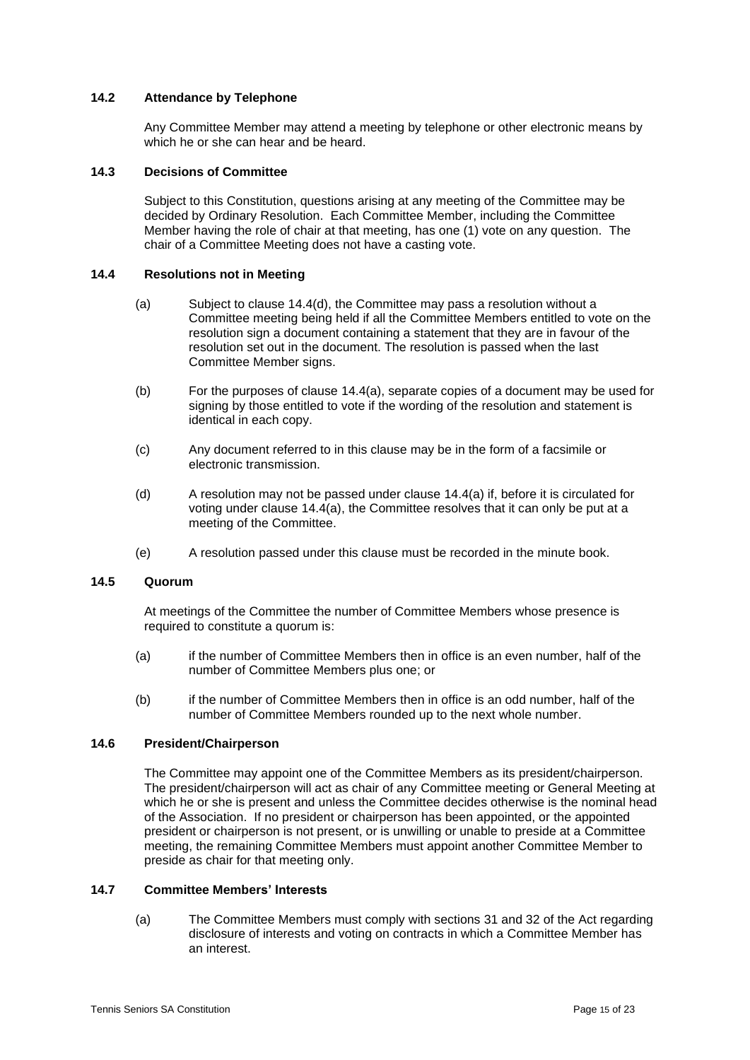### 14.2 Attendance by Telephone

Any Committee Member may attend a meeting by telephone or other electronic means by which he or she can hear and be heard.

### 14.3 Decisions of Committee

Subject to this Constitution, questions arising at any meeting of the Committee may be decided by Ordinary Resolution. Each Committee Member, including the Committee Member having the role of chair at that meeting, has one (1) vote on any question. The chair of a Committee Meeting does not have a casting vote.

### 14.4 Resolutions not in Meeting

(a) Subject to clause 14.4(d), the Committee may pass a resolution without a Committee meeting being held if all the Committee Members entitled to vote on the resolution sign a document containing a statement that they are in favour of the resolution set out in the document. The resolution is passed when the last Committee Member signs.

(b) For the purposes of clause 14.4(a), separate copies of a document may be used for signing by those entitled to vote if the wording of the resolution and statement is identical in each copy.

(c) Any document referred to in this clause may be in the form of a facsimile or electronic transmission.

(d) A resolution may not be passed under clause 14.4(a) if, before it is circulated for voting under clause 14.4(a), the Committee resolves that it can only be put at a meeting of the Committee.

(e) A resolution passed under this clause must be recorded in the minute book.

### 14.5 Quorum

At meetings of the Committee the number of Committee Members whose presence is required to constitute a quorum is:

(a) if the number of Committee Members then in office is an even number, half of the number of Committee Members plus one; or

(b) if the number of Committee Members then in office is an odd number, half of the number of Committee Members rounded up to the next whole number.

### 14.6 President/Chairperson

The Committee may appoint one of the Committee Members as its president/chairperson. The president/chairperson will act as chair of any Committee meeting or General Meeting at which he or she is present and unless the Committee decides otherwise is the nominal head of the Association. If no president or chairperson has been appointed, or the appointed president or chairperson is not present, or is unwilling or unable to preside at a Committee meeting, the remaining Committee Members must appoint another Committee Member to preside as chair for that meeting only.

### 14.7 Committee Members' Interests

(a) The Committee Members must comply with sections 31 and 32 of the Act regarding disclosure of interests and voting on contracts in which a Committee Member has an interest.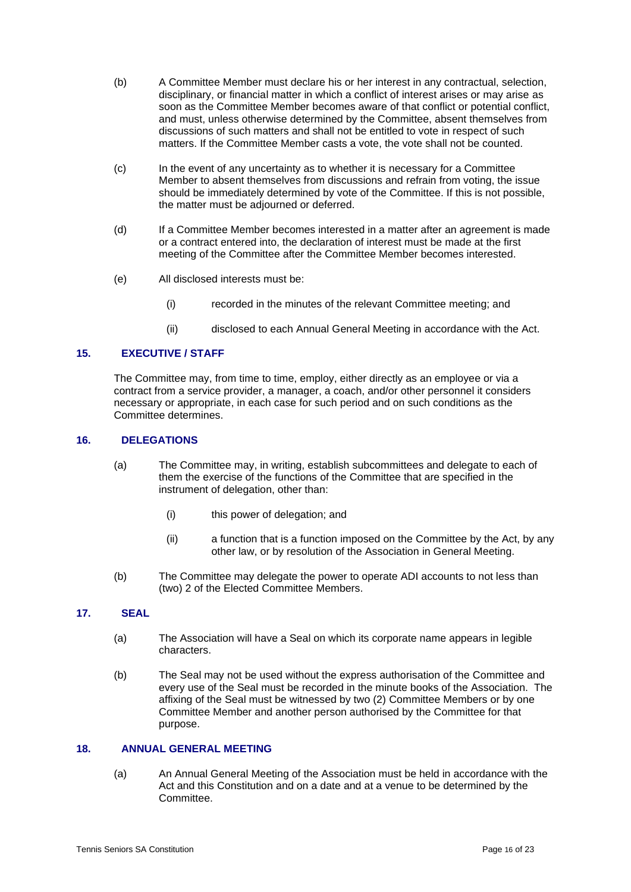(b) A Committee Member must declare his or her interest in any contractual, selection, disciplinary, or financial matter in which a conflict of interest arises or may arise as soon as the Committee Member becomes aware of that conflict or potential conflict, and must, unless otherwise determined by the Committee, absent themselves from discussions of such matters and shall not be entitled to vote in respect of such matters. If the Committee Member casts a vote, the vote shall not be counted.

(c) In the event of any uncertainty as to whether it is necessary for a Committee Member to absent themselves from discussions and refrain from voting, the issue should be immediately determined by vote of the Committee. If this is not possible, the matter must be adjourned or deferred.

(d) If a Committee Member becomes interested in a matter after an agreement is made or a contract entered into, the declaration of interest must be made at the first meeting of the Committee after the Committee Member becomes interested.

(e) All disclosed interests must be:

  (i) recorded in the minutes of the relevant Committee meeting; and

  (ii) disclosed to each Annual General Meeting in accordance with the Act.

## 15. EXECUTIVE / STAFF

The Committee may, from time to time, employ, either directly as an employee or via a contract from a service provider, a manager, a coach, and/or other personnel it considers necessary or appropriate, in each case for such period and on such conditions as the Committee determines.

## 16. DELEGATIONS

(a) The Committee may, in writing, establish subcommittees and delegate to each of them the exercise of the functions of the Committee that are specified in the instrument of delegation, other than:

  (i) this power of delegation; and

  (ii) a function that is a function imposed on the Committee by the Act, by any other law, or by resolution of the Association in General Meeting.

(b) The Committee may delegate the power to operate ADI accounts to not less than (two) 2 of the Elected Committee Members.

## 17. SEAL

(a) The Association will have a Seal on which its corporate name appears in legible characters.

(b) The Seal may not be used without the express authorisation of the Committee and every use of the Seal must be recorded in the minute books of the Association. The affixing of the Seal must be witnessed by two (2) Committee Members or by one Committee Member and another person authorised by the Committee for that purpose.

## 18. ANNUAL GENERAL MEETING

(a) An Annual General Meeting of the Association must be held in accordance with the Act and this Constitution and on a date and at a venue to be determined by the Committee.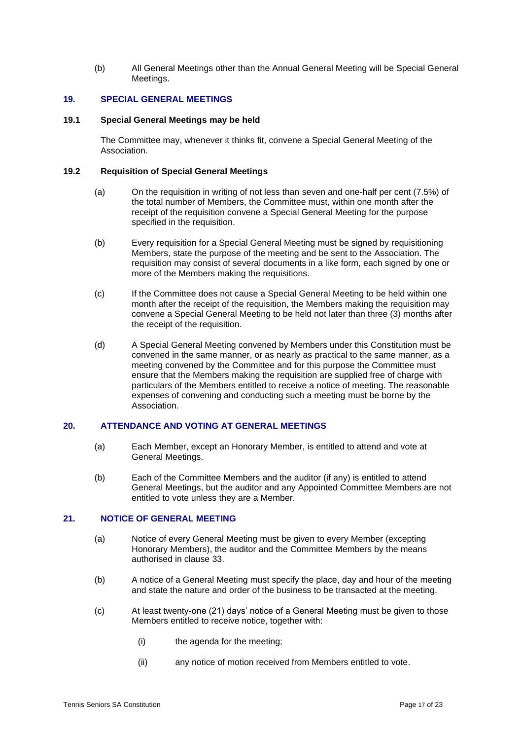(b) All General Meetings other than the Annual General Meeting will be Special General Meetings.

## 19. SPECIAL GENERAL MEETINGS

### 19.1 Special General Meetings may be held

The Committee may, whenever it thinks fit, convene a Special General Meeting of the Association.

### 19.2 Requisition of Special General Meetings

(a) On the requisition in writing of not less than seven and one-half per cent (7.5%) of the total number of Members, the Committee must, within one month after the receipt of the requisition convene a Special General Meeting for the purpose specified in the requisition.

(b) Every requisition for a Special General Meeting must be signed by requisitioning Members, state the purpose of the meeting and be sent to the Association. The requisition may consist of several documents in a like form, each signed by one or more of the Members making the requisitions.

(c) If the Committee does not cause a Special General Meeting to be held within one month after the receipt of the requisition, the Members making the requisition may convene a Special General Meeting to be held not later than three (3) months after the receipt of the requisition.

(d) A Special General Meeting convened by Members under this Constitution must be convened in the same manner, or as nearly as practical to the same manner, as a meeting convened by the Committee and for this purpose the Committee must ensure that the Members making the requisition are supplied free of charge with particulars of the Members entitled to receive a notice of meeting. The reasonable expenses of convening and conducting such a meeting must be borne by the Association.

## 20. ATTENDANCE AND VOTING AT GENERAL MEETINGS

(a) Each Member, except an Honorary Member, is entitled to attend and vote at General Meetings.

(b) Each of the Committee Members and the auditor (if any) is entitled to attend General Meetings, but the auditor and any Appointed Committee Members are not entitled to vote unless they are a Member.

## 21. NOTICE OF GENERAL MEETING

(a) Notice of every General Meeting must be given to every Member (excepting Honorary Members), the auditor and the Committee Members by the means authorised in clause 33.

(b) A notice of a General Meeting must specify the place, day and hour of the meeting and state the nature and order of the business to be transacted at the meeting.

(c) At least twenty-one (21) days' notice of a General Meeting must be given to those Members entitled to receive notice, together with:

  (i) the agenda for the meeting;

  (ii) any notice of motion received from Members entitled to vote.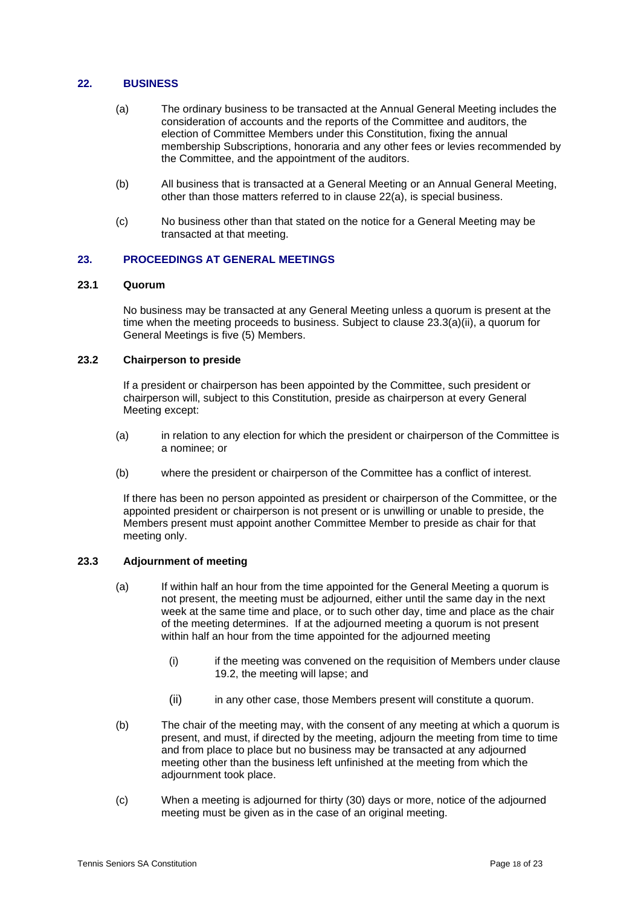## 22. BUSINESS

(a) The ordinary business to be transacted at the Annual General Meeting includes the consideration of accounts and the reports of the Committee and auditors, the election of Committee Members under this Constitution, fixing the annual membership Subscriptions, honoraria and any other fees or levies recommended by the Committee, and the appointment of the auditors.

(b) All business that is transacted at a General Meeting or an Annual General Meeting, other than those matters referred to in clause 22(a), is special business.

(c) No business other than that stated on the notice for a General Meeting may be transacted at that meeting.

## 23. PROCEEDINGS AT GENERAL MEETINGS

### 23.1 Quorum

No business may be transacted at any General Meeting unless a quorum is present at the time when the meeting proceeds to business. Subject to clause 23.3(a)(ii), a quorum for General Meetings is five (5) Members.

### 23.2 Chairperson to preside

If a president or chairperson has been appointed by the Committee, such president or chairperson will, subject to this Constitution, preside as chairperson at every General Meeting except:

(a) in relation to any election for which the president or chairperson of the Committee is a nominee; or

(b) where the president or chairperson of the Committee has a conflict of interest.

If there has been no person appointed as president or chairperson of the Committee, or the appointed president or chairperson is not present or is unwilling or unable to preside, the Members present must appoint another Committee Member to preside as chair for that meeting only.

### 23.3 Adjournment of meeting

(a) If within half an hour from the time appointed for the General Meeting a quorum is not present, the meeting must be adjourned, either until the same day in the next week at the same time and place, or to such other day, time and place as the chair of the meeting determines. If at the adjourned meeting a quorum is not present within half an hour from the time appointed for the adjourned meeting

(i) if the meeting was convened on the requisition of Members under clause 19.2, the meeting will lapse; and

(ii) in any other case, those Members present will constitute a quorum.

(b) The chair of the meeting may, with the consent of any meeting at which a quorum is present, and must, if directed by the meeting, adjourn the meeting from time to time and from place to place but no business may be transacted at any adjourned meeting other than the business left unfinished at the meeting from which the adjournment took place.

(c) When a meeting is adjourned for thirty (30) days or more, notice of the adjourned meeting must be given as in the case of an original meeting.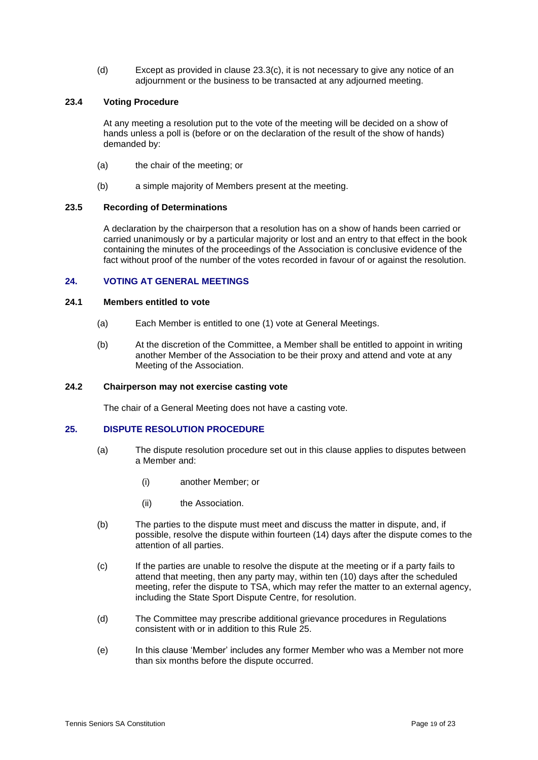(d) Except as provided in clause 23.3(c), it is not necessary to give any notice of an adjournment or the business to be transacted at any adjourned meeting.

### 23.4 Voting Procedure

At any meeting a resolution put to the vote of the meeting will be decided on a show of hands unless a poll is (before or on the declaration of the result of the show of hands) demanded by:

(a) the chair of the meeting; or

(b) a simple majority of Members present at the meeting.

### 23.5 Recording of Determinations

A declaration by the chairperson that a resolution has on a show of hands been carried or carried unanimously or by a particular majority or lost and an entry to that effect in the book containing the minutes of the proceedings of the Association is conclusive evidence of the fact without proof of the number of the votes recorded in favour of or against the resolution.

## 24. VOTING AT GENERAL MEETINGS

### 24.1 Members entitled to vote

(a) Each Member is entitled to one (1) vote at General Meetings.

(b) At the discretion of the Committee, a Member shall be entitled to appoint in writing another Member of the Association to be their proxy and attend and vote at any Meeting of the Association.

### 24.2 Chairperson may not exercise casting vote

The chair of a General Meeting does not have a casting vote.

## 25. DISPUTE RESOLUTION PROCEDURE

(a) The dispute resolution procedure set out in this clause applies to disputes between a Member and:

  (i) another Member; or

  (ii) the Association.

(b) The parties to the dispute must meet and discuss the matter in dispute, and, if possible, resolve the dispute within fourteen (14) days after the dispute comes to the attention of all parties.

(c) If the parties are unable to resolve the dispute at the meeting or if a party fails to attend that meeting, then any party may, within ten (10) days after the scheduled meeting, refer the dispute to TSA, which may refer the matter to an external agency, including the State Sport Dispute Centre, for resolution.

(d) The Committee may prescribe additional grievance procedures in Regulations consistent with or in addition to this Rule 25.

(e) In this clause 'Member' includes any former Member who was a Member not more than six months before the dispute occurred.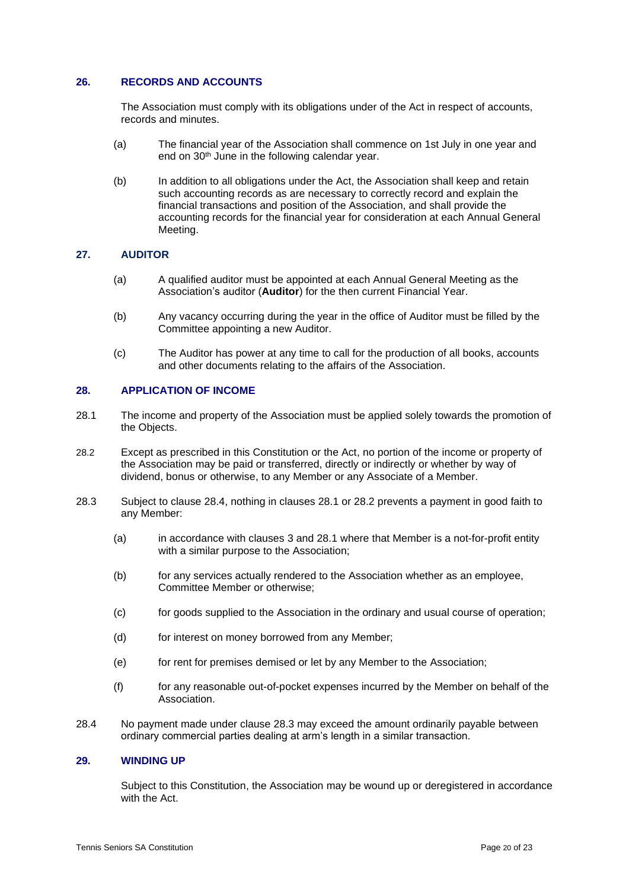## 26. RECORDS AND ACCOUNTS

The Association must comply with its obligations under of the Act in respect of accounts, records and minutes.

(a) The financial year of the Association shall commence on 1st July in one year and end on 30th June in the following calendar year.

(b) In addition to all obligations under the Act, the Association shall keep and retain such accounting records as are necessary to correctly record and explain the financial transactions and position of the Association, and shall provide the accounting records for the financial year for consideration at each Annual General Meeting.

## 27. AUDITOR

(a) A qualified auditor must be appointed at each Annual General Meeting as the Association's auditor (**Auditor**) for the then current Financial Year.

(b) Any vacancy occurring during the year in the office of Auditor must be filled by the Committee appointing a new Auditor.

(c) The Auditor has power at any time to call for the production of all books, accounts and other documents relating to the affairs of the Association.

## 28. APPLICATION OF INCOME

28.1 The income and property of the Association must be applied solely towards the promotion of the Objects.

28.2 Except as prescribed in this Constitution or the Act, no portion of the income or property of the Association may be paid or transferred, directly or indirectly or whether by way of dividend, bonus or otherwise, to any Member or any Associate of a Member.

28.3 Subject to clause 28.4, nothing in clauses 28.1 or 28.2 prevents a payment in good faith to any Member:

(a) in accordance with clauses 3 and 28.1 where that Member is a not-for-profit entity with a similar purpose to the Association;

(b) for any services actually rendered to the Association whether as an employee, Committee Member or otherwise;

(c) for goods supplied to the Association in the ordinary and usual course of operation;

(d) for interest on money borrowed from any Member;

(e) for rent for premises demised or let by any Member to the Association;

(f) for any reasonable out-of-pocket expenses incurred by the Member on behalf of the Association.

28.4 No payment made under clause 28.3 may exceed the amount ordinarily payable between ordinary commercial parties dealing at arm's length in a similar transaction.

## 29. WINDING UP

Subject to this Constitution, the Association may be wound up or deregistered in accordance with the Act.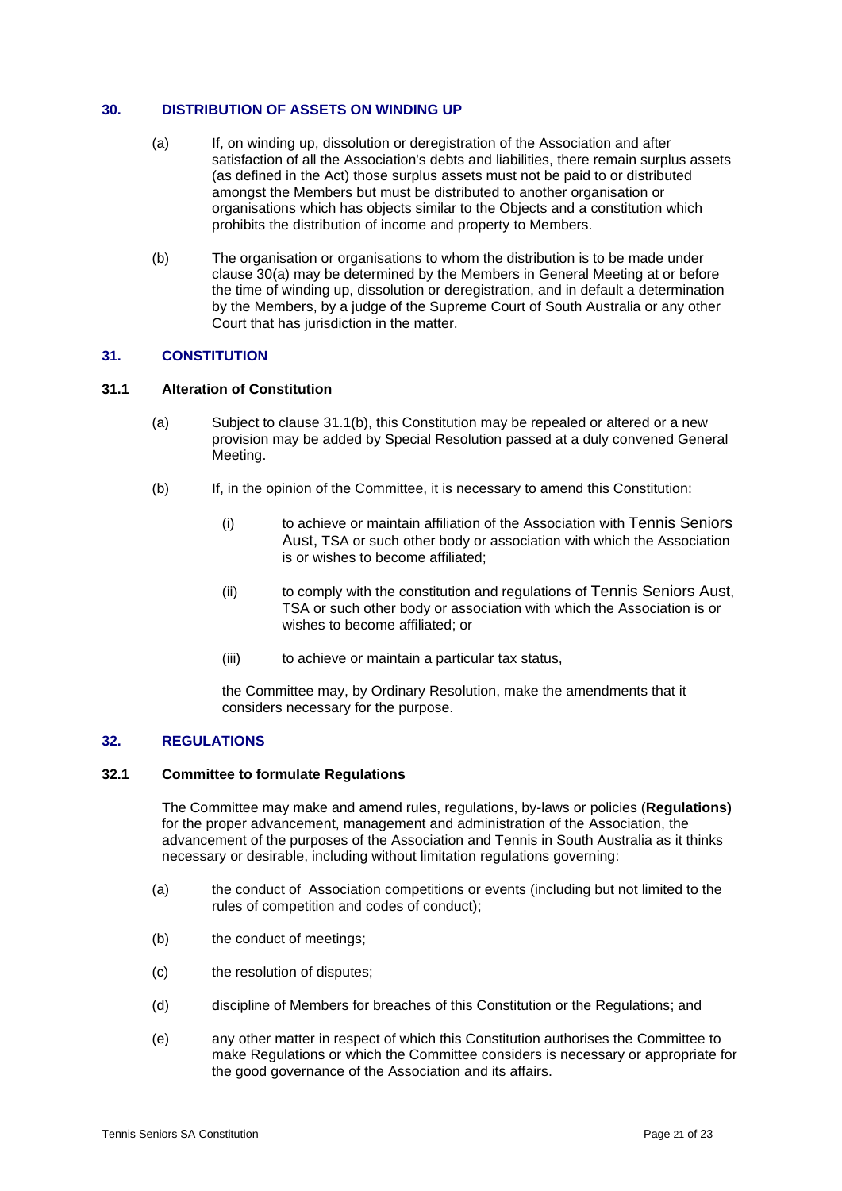## 30. DISTRIBUTION OF ASSETS ON WINDING UP

(a) If, on winding up, dissolution or deregistration of the Association and after satisfaction of all the Association's debts and liabilities, there remain surplus assets (as defined in the Act) those surplus assets must not be paid to or distributed amongst the Members but must be distributed to another organisation or organisations which has objects similar to the Objects and a constitution which prohibits the distribution of income and property to Members.

(b) The organisation or organisations to whom the distribution is to be made under clause 30(a) may be determined by the Members in General Meeting at or before the time of winding up, dissolution or deregistration, and in default a determination by the Members, by a judge of the Supreme Court of South Australia or any other Court that has jurisdiction in the matter.

## 31. CONSTITUTION

### 31.1 Alteration of Constitution

(a) Subject to clause 31.1(b), this Constitution may be repealed or altered or a new provision may be added by Special Resolution passed at a duly convened General Meeting.

(b) If, in the opinion of the Committee, it is necessary to amend this Constitution:

(i) to achieve or maintain affiliation of the Association with Tennis Seniors Aust, TSA or such other body or association with which the Association is or wishes to become affiliated;

(ii) to comply with the constitution and regulations of Tennis Seniors Aust, TSA or such other body or association with which the Association is or wishes to become affiliated; or

(iii) to achieve or maintain a particular tax status,

the Committee may, by Ordinary Resolution, make the amendments that it considers necessary for the purpose.

## 32. REGULATIONS

### 32.1 Committee to formulate Regulations

The Committee may make and amend rules, regulations, by-laws or policies (**Regulations)** for the proper advancement, management and administration of the Association, the advancement of the purposes of the Association and Tennis in South Australia as it thinks necessary or desirable, including without limitation regulations governing:

(a) the conduct of Association competitions or events (including but not limited to the rules of competition and codes of conduct);

(b) the conduct of meetings;

(c) the resolution of disputes;

(d) discipline of Members for breaches of this Constitution or the Regulations; and

(e) any other matter in respect of which this Constitution authorises the Committee to make Regulations or which the Committee considers is necessary or appropriate for the good governance of the Association and its affairs.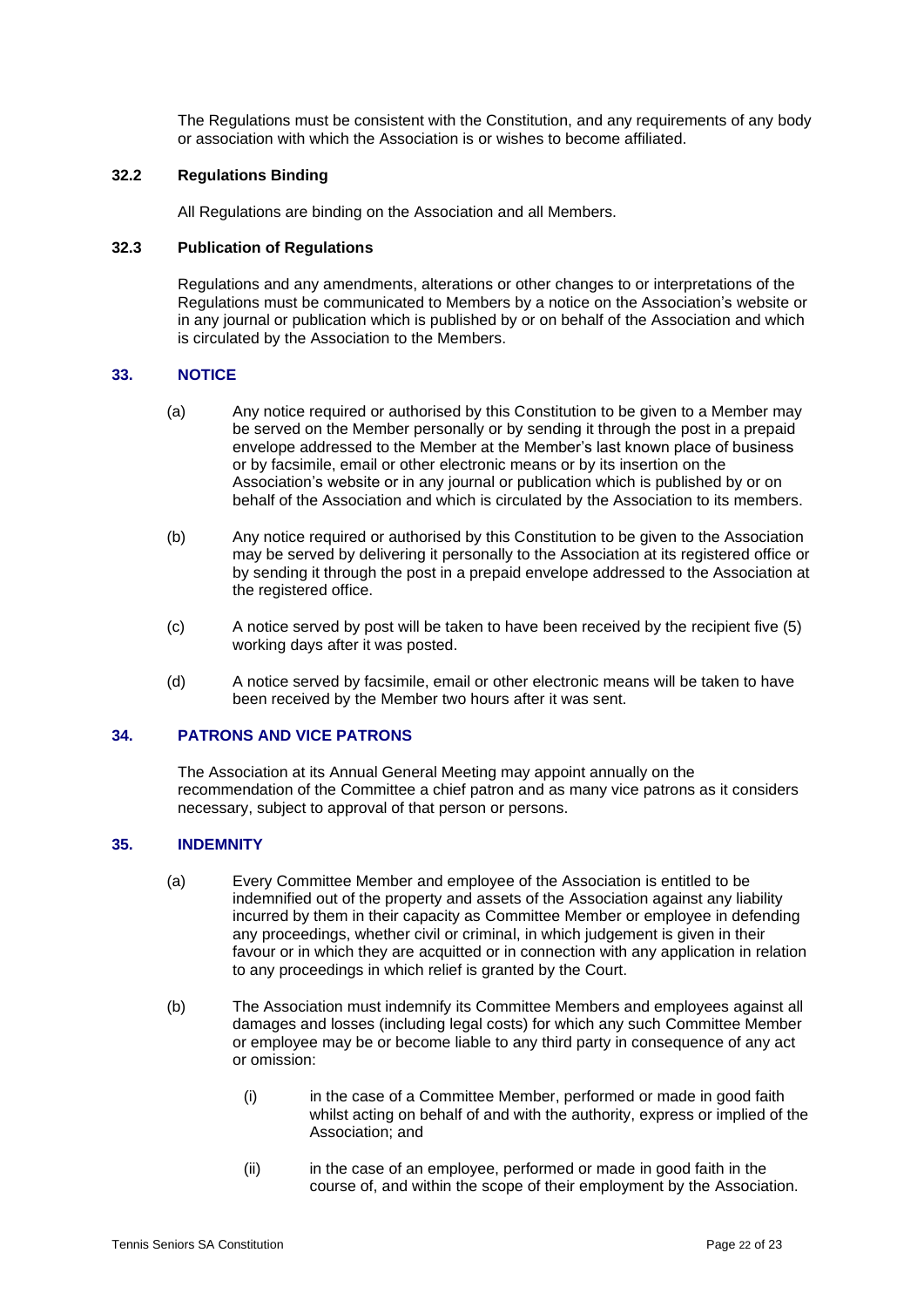The Regulations must be consistent with the Constitution, and any requirements of any body or association with which the Association is or wishes to become affiliated.

### 32.2 Regulations Binding

All Regulations are binding on the Association and all Members.

### 32.3 Publication of Regulations

Regulations and any amendments, alterations or other changes to or interpretations of the Regulations must be communicated to Members by a notice on the Association's website or in any journal or publication which is published by or on behalf of the Association and which is circulated by the Association to the Members.

## 33. NOTICE

(a) Any notice required or authorised by this Constitution to be given to a Member may be served on the Member personally or by sending it through the post in a prepaid envelope addressed to the Member at the Member's last known place of business or by facsimile, email or other electronic means or by its insertion on the Association's website or in any journal or publication which is published by or on behalf of the Association and which is circulated by the Association to its members.

(b) Any notice required or authorised by this Constitution to be given to the Association may be served by delivering it personally to the Association at its registered office or by sending it through the post in a prepaid envelope addressed to the Association at the registered office.

(c) A notice served by post will be taken to have been received by the recipient five (5) working days after it was posted.

(d) A notice served by facsimile, email or other electronic means will be taken to have been received by the Member two hours after it was sent.

## 34. PATRONS AND VICE PATRONS

The Association at its Annual General Meeting may appoint annually on the recommendation of the Committee a chief patron and as many vice patrons as it considers necessary, subject to approval of that person or persons.

## 35. INDEMNITY

(a) Every Committee Member and employee of the Association is entitled to be indemnified out of the property and assets of the Association against any liability incurred by them in their capacity as Committee Member or employee in defending any proceedings, whether civil or criminal, in which judgement is given in their favour or in which they are acquitted or in connection with any application in relation to any proceedings in which relief is granted by the Court.

(b) The Association must indemnify its Committee Members and employees against all damages and losses (including legal costs) for which any such Committee Member or employee may be or become liable to any third party in consequence of any act or omission:

   (i) in the case of a Committee Member, performed or made in good faith whilst acting on behalf of and with the authority, express or implied of the Association; and

   (ii) in the case of an employee, performed or made in good faith in the course of, and within the scope of their employment by the Association.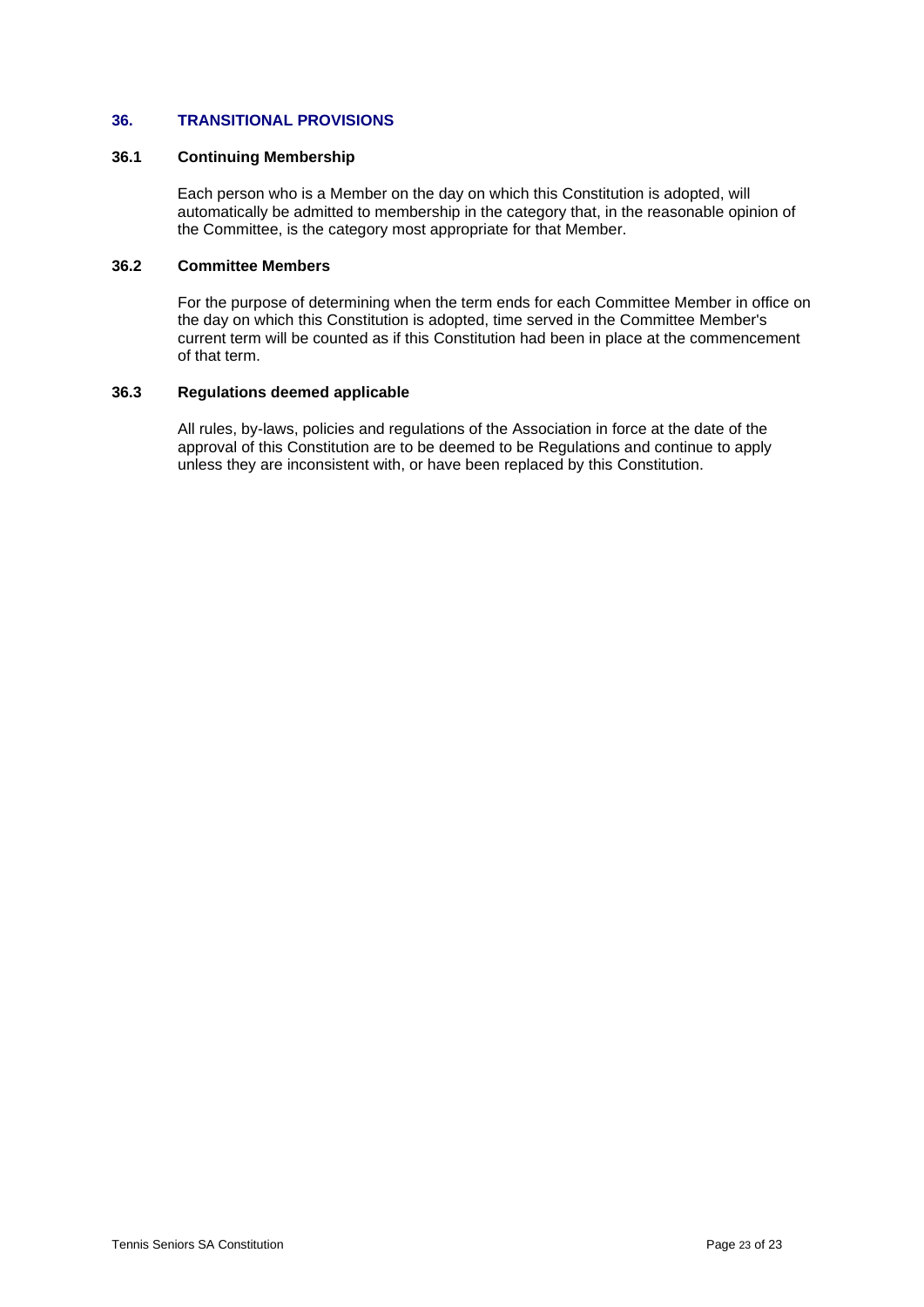## 36. TRANSITIONAL PROVISIONS

### 36.1 Continuing Membership

Each person who is a Member on the day on which this Constitution is adopted, will automatically be admitted to membership in the category that, in the reasonable opinion of the Committee, is the category most appropriate for that Member.

### 36.2 Committee Members

For the purpose of determining when the term ends for each Committee Member in office on the day on which this Constitution is adopted, time served in the Committee Member's current term will be counted as if this Constitution had been in place at the commencement of that term.

### 36.3 Regulations deemed applicable

All rules, by-laws, policies and regulations of the Association in force at the date of the approval of this Constitution are to be deemed to be Regulations and continue to apply unless they are inconsistent with, or have been replaced by this Constitution.